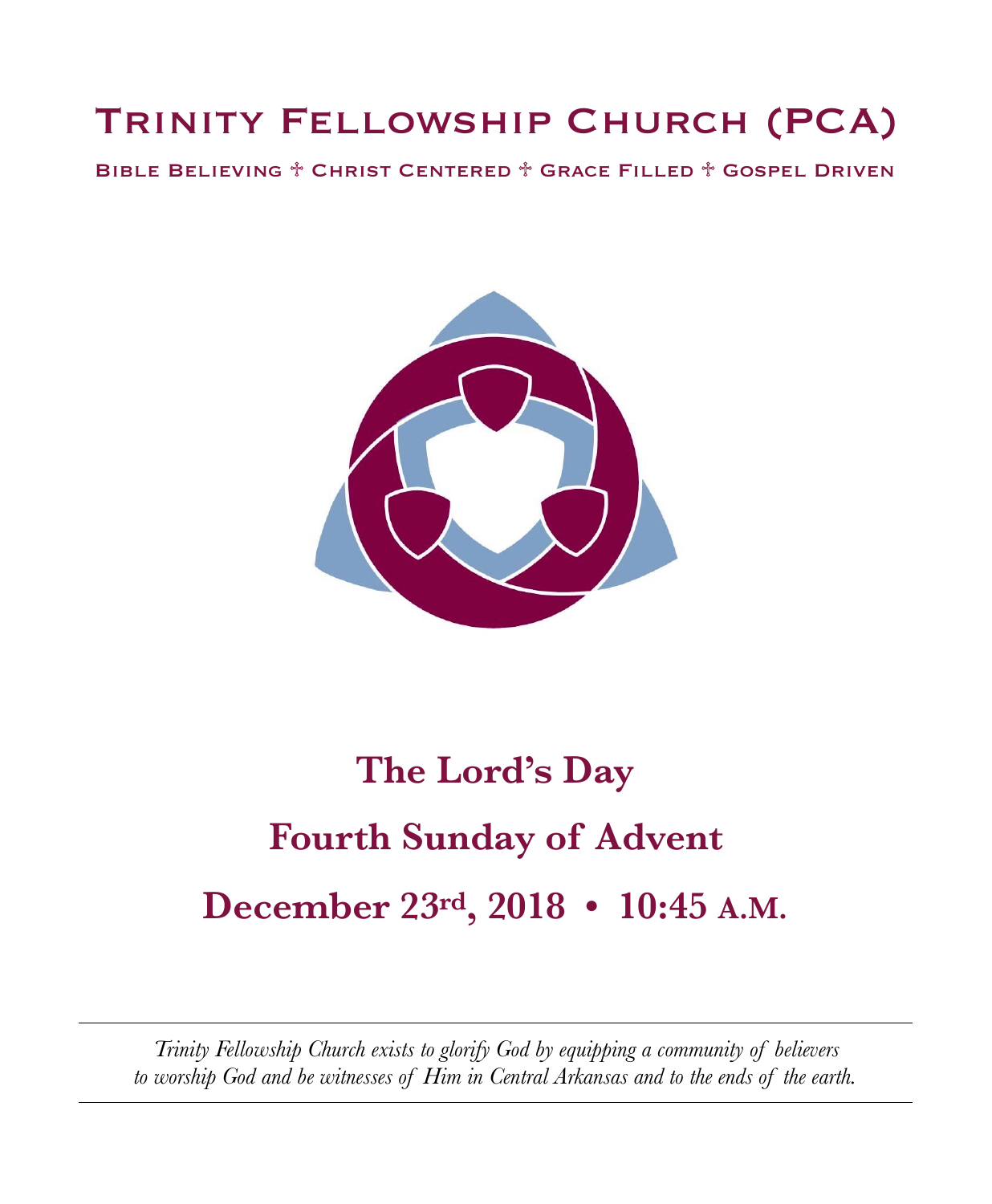# Trinity Fellowship Church (PCA)

Bible Believing ☩ Christ Centered ☩ Grace Filled ☩ Gospel Driven

## The Lord's Day

## Fourth Sunday of Advent

## December 23rd, 2018 • 10:45 A.M.

---

*Trinity Fellowship Church exists to glorify God by equipping a community of believers to worship God and be witnesses of Him in Central Arkansas and to the ends of the earth.*

---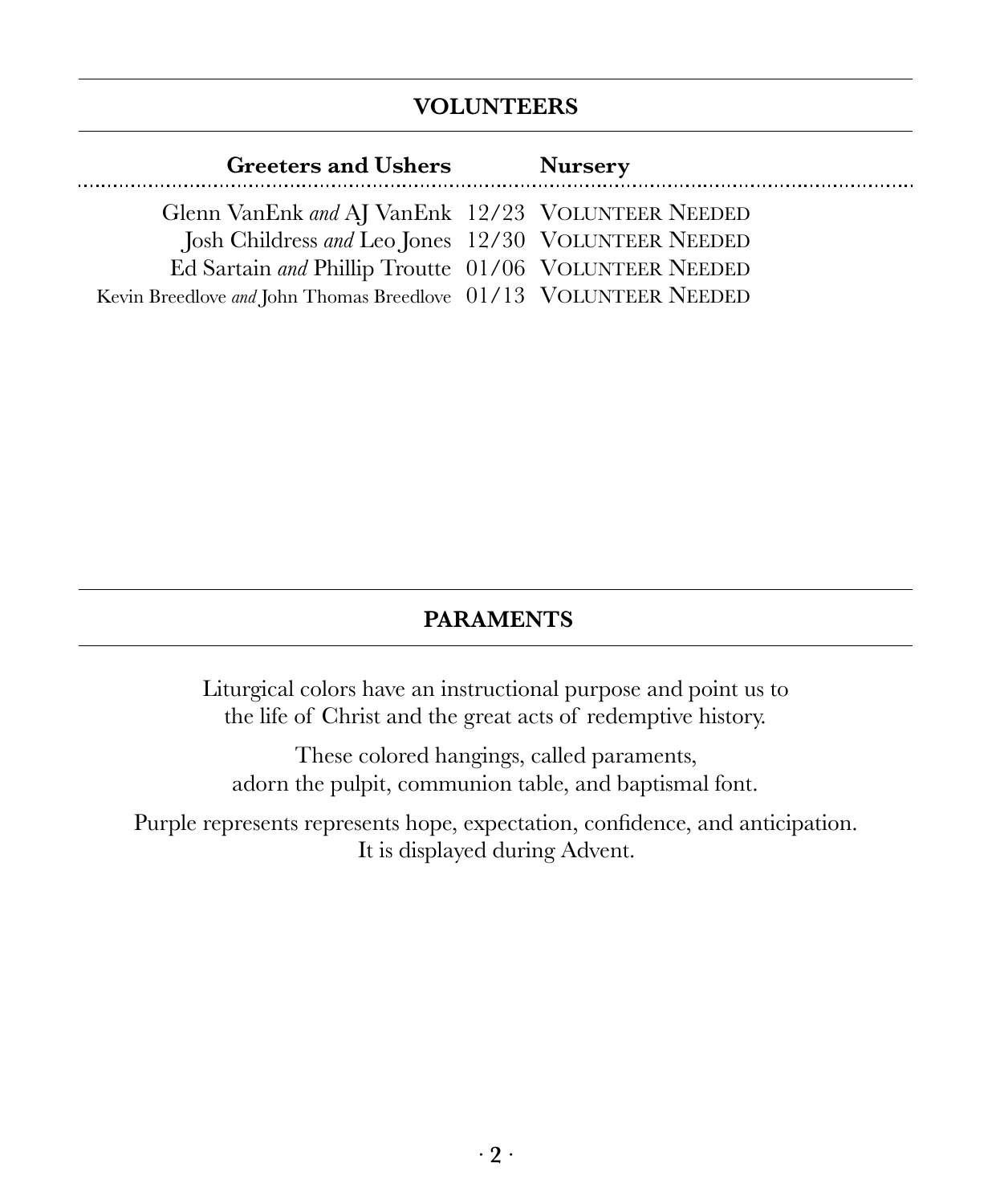## VOLUNTEERS

| Greeters and Ushers | | Nursery |
| --- | --- | --- |
| Glenn VanEnk *and* AJ VanEnk | 12/23 | VOLUNTEER NEEDED |
| Josh Childress *and* Leo Jones | 12/30 | VOLUNTEER NEEDED |
| Ed Sartain *and* Phillip Troutte | 01/06 | VOLUNTEER NEEDED |
| Kevin Breedlove *and* John Thomas Breedlove | 01/13 | VOLUNTEER NEEDED |

## PARAMENTS

Liturgical colors have an instructional purpose and point us to the life of Christ and the great acts of redemptive history.

These colored hangings, called paraments, adorn the pulpit, communion table, and baptismal font.

Purple represents represents hope, expectation, confidence, and anticipation. It is displayed during Advent.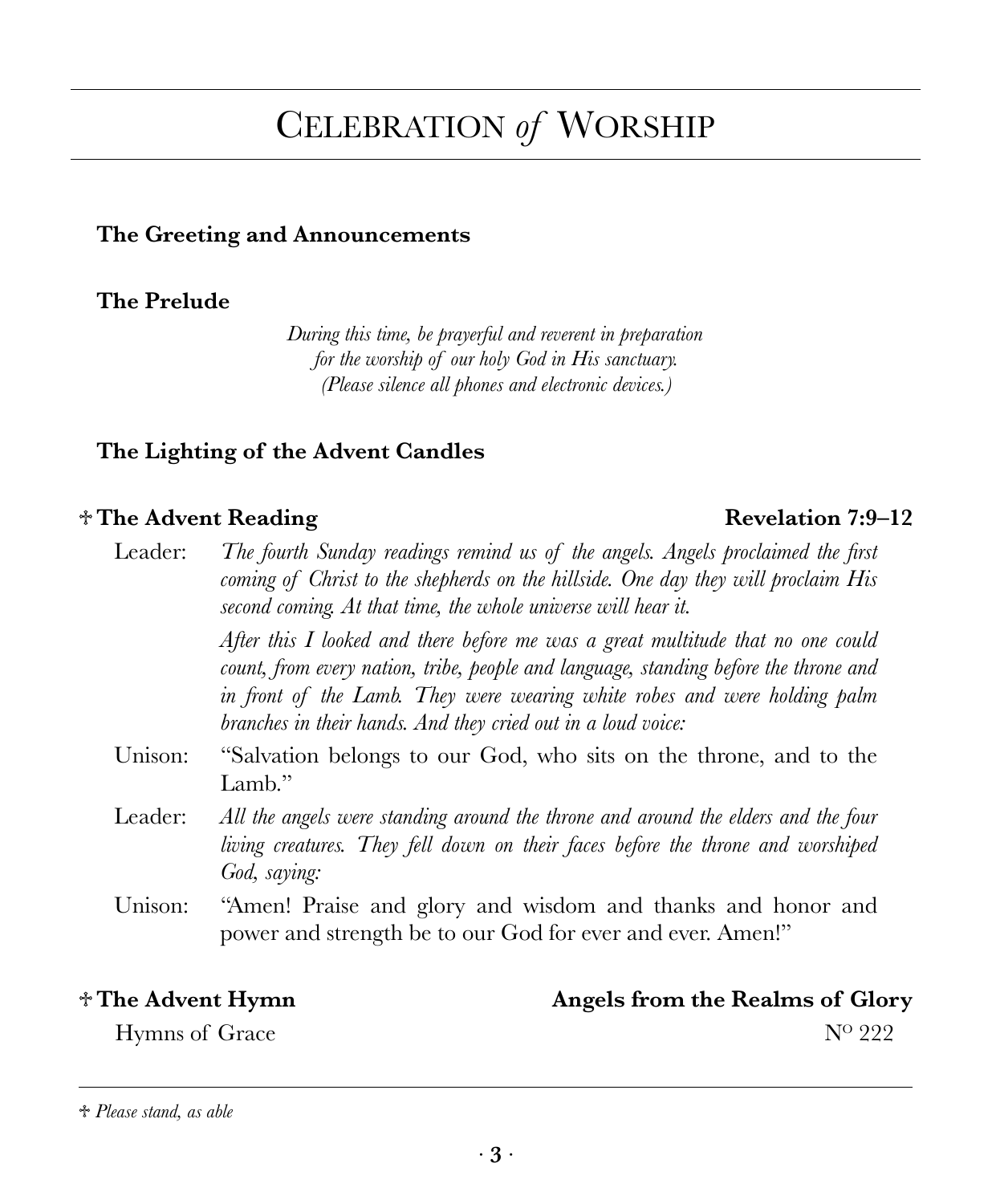# Celebration *of* Worship

**The Greeting and Announcements**

**The Prelude**

*During this time, be prayerful and reverent in preparation for the worship of our holy God in His sanctuary. (Please silence all phones and electronic devices.)*

**The Lighting of the Advent Candles**

**✝ The Advent Reading** — **Revelation 7:9–12**

Leader: *The fourth Sunday readings remind us of the angels. Angels proclaimed the first coming of Christ to the shepherds on the hillside. One day they will proclaim His second coming. At that time, the whole universe will hear it.*

*After this I looked and there before me was a great multitude that no one could count, from every nation, tribe, people and language, standing before the throne and in front of the Lamb. They were wearing white robes and were holding palm branches in their hands. And they cried out in a loud voice:*

Unison: "Salvation belongs to our God, who sits on the throne, and to the Lamb."

Leader: *All the angels were standing around the throne and around the elders and the four living creatures. They fell down on their faces before the throne and worshiped God, saying:*

Unison: "Amen! Praise and glory and wisdom and thanks and honor and power and strength be to our God for ever and ever. Amen!"

**✝ The Advent Hymn** — **Angels from the Realms of Glory**

Hymns of Grace — Nº 222

---

*✝ Please stand, as able*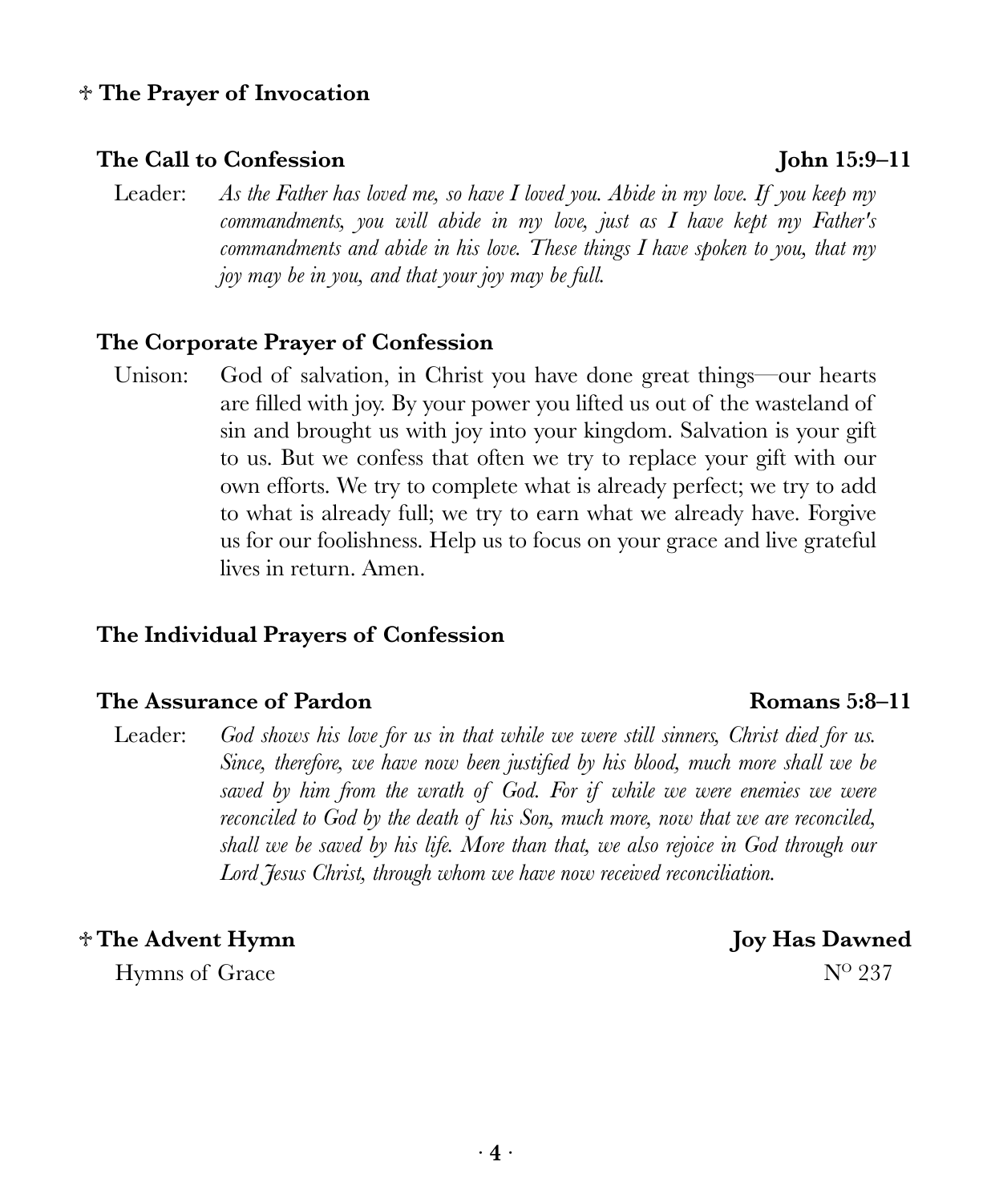**☩ The Prayer of Invocation**

**The Call to Confession** **John 15:9–11**

Leader: *As the Father has loved me, so have I loved you. Abide in my love. If you keep my commandments, you will abide in my love, just as I have kept my Father's commandments and abide in his love. These things I have spoken to you, that my joy may be in you, and that your joy may be full.*

**The Corporate Prayer of Confession**

Unison: God of salvation, in Christ you have done great things—our hearts are filled with joy. By your power you lifted us out of the wasteland of sin and brought us with joy into your kingdom. Salvation is your gift to us. But we confess that often we try to replace your gift with our own efforts. We try to complete what is already perfect; we try to add to what is already full; we try to earn what we already have. Forgive us for our foolishness. Help us to focus on your grace and live grateful lives in return. Amen.

**The Individual Prayers of Confession**

**The Assurance of Pardon** **Romans 5:8–11**

Leader: *God shows his love for us in that while we were still sinners, Christ died for us. Since, therefore, we have now been justified by his blood, much more shall we be saved by him from the wrath of God. For if while we were enemies we were reconciled to God by the death of his Son, much more, now that we are reconciled, shall we be saved by his life. More than that, we also rejoice in God through our Lord Jesus Christ, through whom we have now received reconciliation.*

**☩ The Advent Hymn** **Joy Has Dawned**

Hymns of Grace Nº 237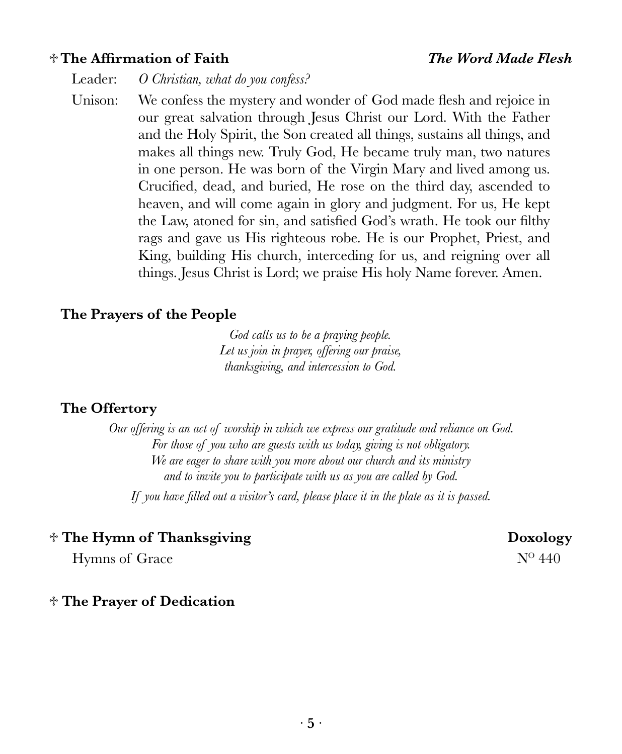## ☩ The Affirmation of Faith — *The Word Made Flesh*

Leader: *O Christian, what do you confess?*

Unison: We confess the mystery and wonder of God made flesh and rejoice in our great salvation through Jesus Christ our Lord. With the Father and the Holy Spirit, the Son created all things, sustains all things, and makes all things new. Truly God, He became truly man, two natures in one person. He was born of the Virgin Mary and lived among us. Crucified, dead, and buried, He rose on the third day, ascended to heaven, and will come again in glory and judgment. For us, He kept the Law, atoned for sin, and satisfied God's wrath. He took our filthy rags and gave us His righteous robe. He is our Prophet, Priest, and King, building His church, interceding for us, and reigning over all things. Jesus Christ is Lord; we praise His holy Name forever. Amen.

## The Prayers of the People

*God calls us to be a praying people.*
*Let us join in prayer, offering our praise,*
*thanksgiving, and intercession to God.*

## The Offertory

*Our offering is an act of worship in which we express our gratitude and reliance on God.*
*For those of you who are guests with us today, giving is not obligatory.*
*We are eager to share with you more about our church and its ministry*
*and to invite you to participate with us as you are called by God.*

*If you have filled out a visitor's card, please place it in the plate as it is passed.*

## ☩ The Hymn of Thanksgiving — **Doxology**

Hymns of Grace — Nº 440

## ☩ The Prayer of Dedication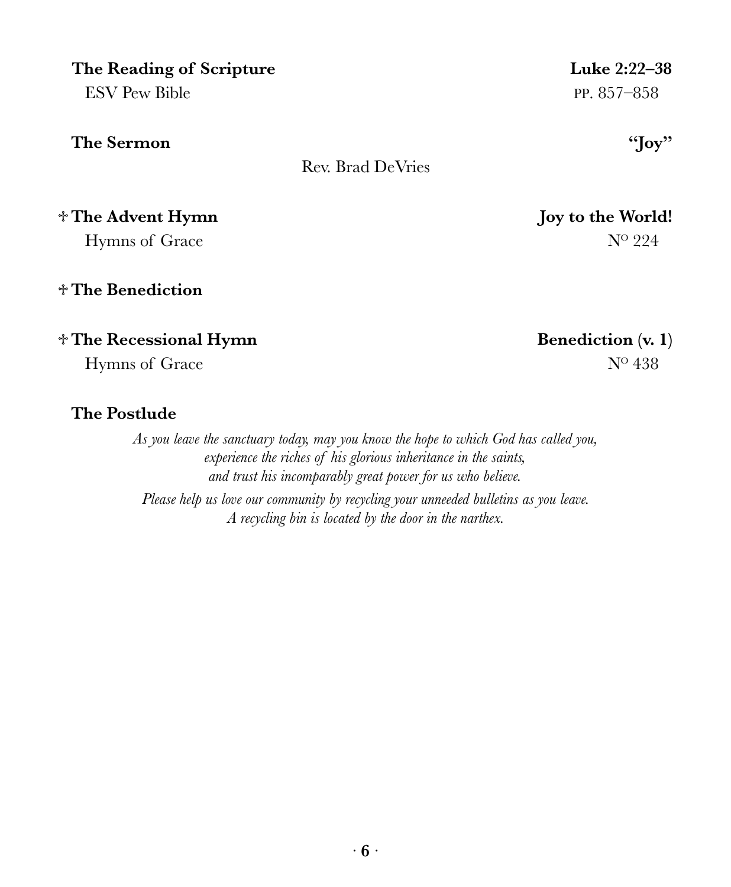**The Reading of Scripture** **Luke 2:22–38**
ESV Pew Bible pp. 857–858

**The Sermon** **"Joy"**
Rev. Brad DeVries

☩ **The Advent Hymn** **Joy to the World!**
Hymns of Grace Nº 224

☩ **The Benediction**

☩ **The Recessional Hymn** **Benediction (v. 1)**
Hymns of Grace Nº 438

**The Postlude**

*As you leave the sanctuary today, may you know the hope to which God has called you,*
*experience the riches of his glorious inheritance in the saints,*
*and trust his incomparably great power for us who believe.*

*Please help us love our community by recycling your unneeded bulletins as you leave.*
*A recycling bin is located by the door in the narthex.*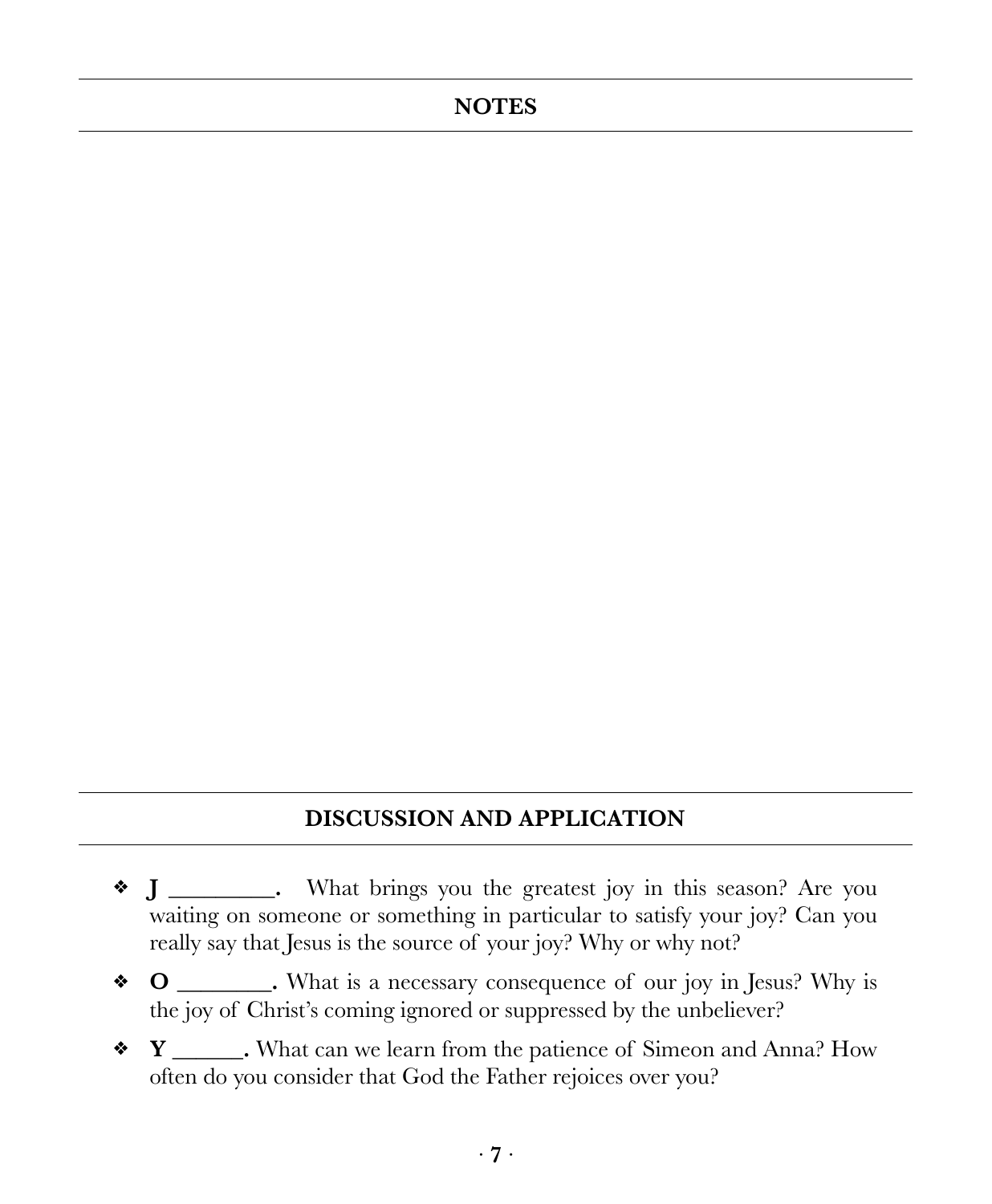## NOTES

## DISCUSSION AND APPLICATION

- **J _________.** What brings you the greatest joy in this season? Are you waiting on someone or something in particular to satisfy your joy? Can you really say that Jesus is the source of your joy? Why or why not?
- **O ________.** What is a necessary consequence of our joy in Jesus? Why is the joy of Christ's coming ignored or suppressed by the unbeliever?
- **Y ______.** What can we learn from the patience of Simeon and Anna? How often do you consider that God the Father rejoices over you?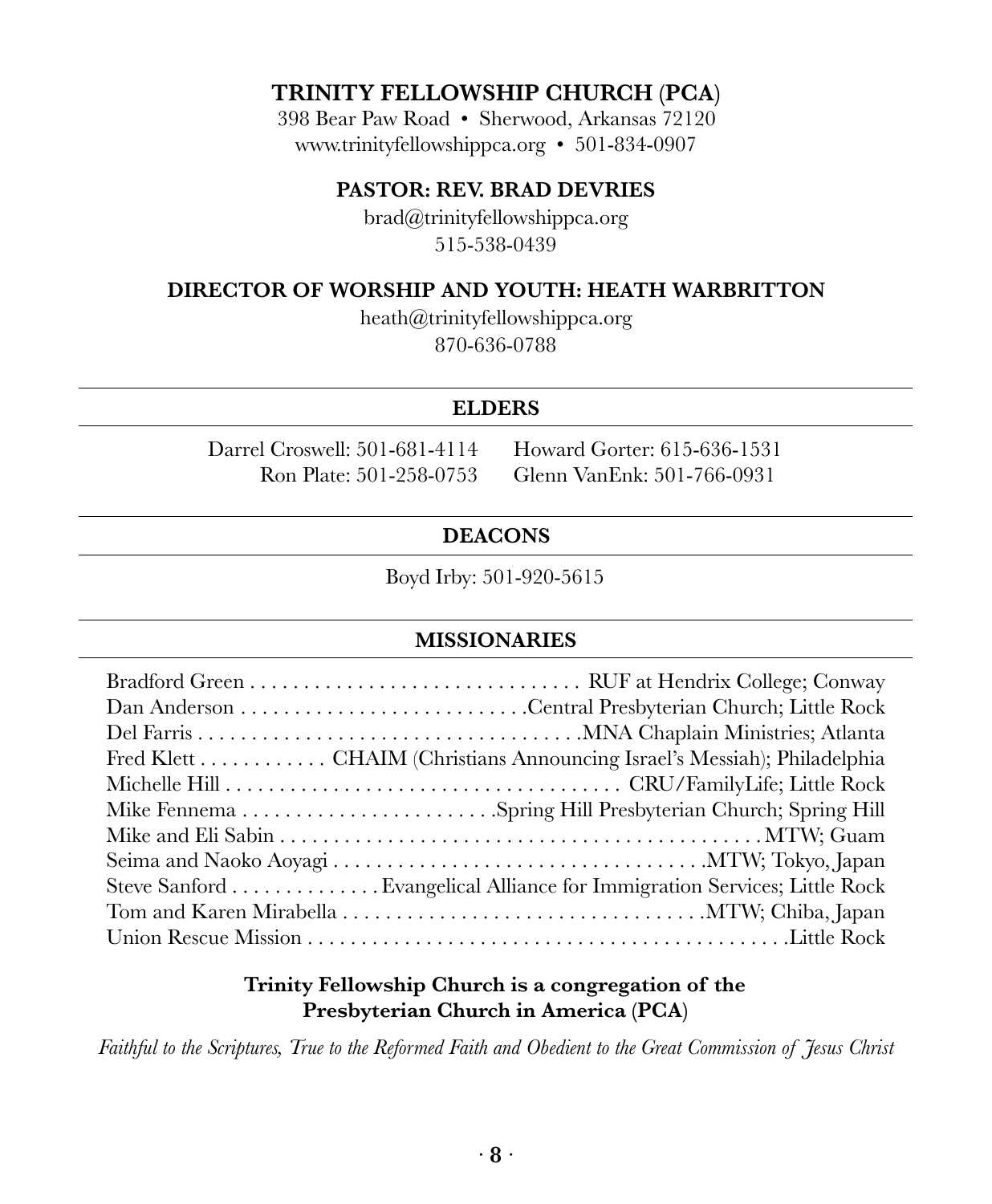## TRINITY FELLOWSHIP CHURCH (PCA)

398 Bear Paw Road • Sherwood, Arkansas 72120
www.trinityfellowshippca.org • 501-834-0907

### PASTOR: REV. BRAD DEVRIES

brad@trinityfellowshippca.org
515-538-0439

### DIRECTOR OF WORSHIP AND YOUTH: HEATH WARBRITTON

heath@trinityfellowshippca.org
870-636-0788

### ELDERS

Darrel Croswell: 501-681-4114
Howard Gorter: 615-636-1531
Ron Plate: 501-258-0753
Glenn VanEnk: 501-766-0931

### DEACONS

Boyd Irby: 501-920-5615

### MISSIONARIES

- Bradford Green ... RUF at Hendrix College; Conway
- Dan Anderson ... Central Presbyterian Church; Little Rock
- Del Farris ... MNA Chaplain Ministries; Atlanta
- Fred Klett ... CHAIM (Christians Announcing Israel's Messiah); Philadelphia
- Michelle Hill ... CRU/FamilyLife; Little Rock
- Mike Fennema ... Spring Hill Presbyterian Church; Spring Hill
- Mike and Eli Sabin ... MTW; Guam
- Seima and Naoko Aoyagi ... MTW; Tokyo, Japan
- Steve Sanford ... Evangelical Alliance for Immigration Services; Little Rock
- Tom and Karen Mirabella ... MTW; Chiba, Japan
- Union Rescue Mission ... Little Rock

**Trinity Fellowship Church is a congregation of the Presbyterian Church in America (PCA)**

*Faithful to the Scriptures, True to the Reformed Faith and Obedient to the Great Commission of Jesus Christ*